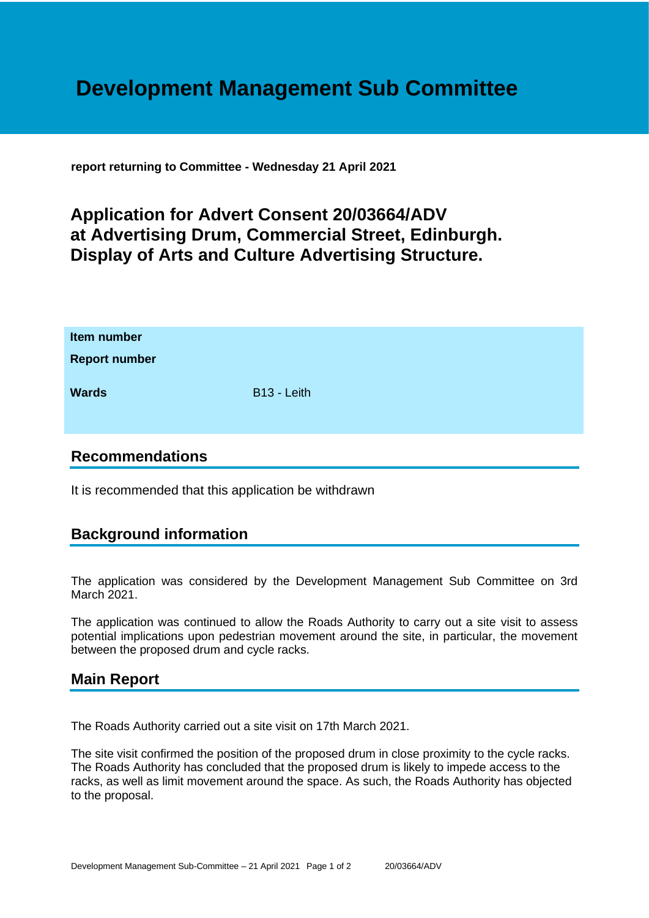# Development Management Sub Committee

**report returning to Committee - Wednesday 21 April 2021**

## Application for Advert Consent 20/03664/ADV at Advertising Drum, Commercial Street, Edinburgh. Display of Arts and Culture Advertising Structure.

| | |
|---|---|
| **Item number** | |
| **Report number** | |
| **Wards** | B13 - Leith |

## Recommendations

It is recommended that this application be withdrawn

## Background information

The application was considered by the Development Management Sub Committee on 3rd March 2021.

The application was continued to allow the Roads Authority to carry out a site visit to assess potential implications upon pedestrian movement around the site, in particular, the movement between the proposed drum and cycle racks.

## Main Report

The Roads Authority carried out a site visit on 17th March 2021.

The site visit confirmed the position of the proposed drum in close proximity to the cycle racks. The Roads Authority has concluded that the proposed drum is likely to impede access to the racks, as well as limit movement around the space. As such, the Roads Authority has objected to the proposal.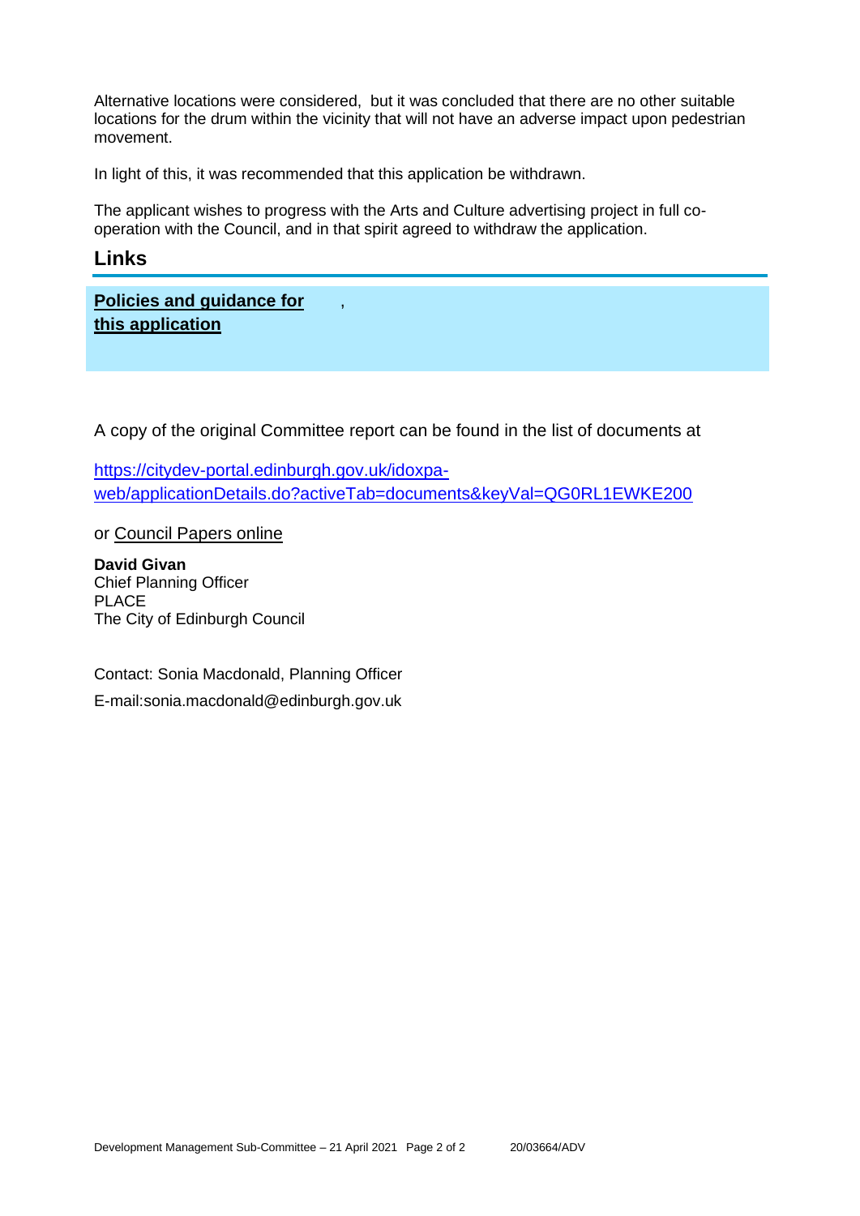Alternative locations were considered, but it was concluded that there are no other suitable locations for the drum within the vicinity that will not have an adverse impact upon pedestrian movement.

In light of this, it was recommended that this application be withdrawn.

The applicant wishes to progress with the Arts and Culture advertising project in full co-operation with the Council, and in that spirit agreed to withdraw the application.

## Links

**Policies and guidance for this application** ,

A copy of the original Committee report can be found in the list of documents at

https://citydev-portal.edinburgh.gov.uk/idoxpa-web/applicationDetails.do?activeTab=documents&keyVal=QG0RL1EWKE200

or Council Papers online

**David Givan**
Chief Planning Officer
PLACE
The City of Edinburgh Council

Contact: Sonia Macdonald, Planning Officer

E-mail:sonia.macdonald@edinburgh.gov.uk